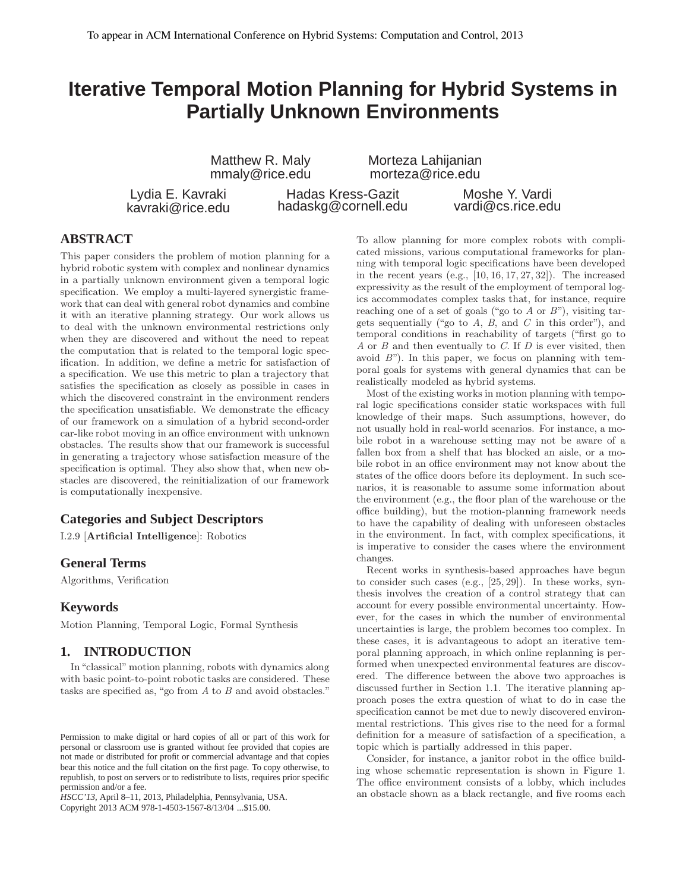To appear in ACM International Conference on Hybrid Systems: Computation and Control, 2013

# Iterative Temporal Motion Planning for Hybrid Systems in Partially Unknown Environments

Matthew R. Maly
mmaly@rice.edu

Morteza Lahijanian
morteza@rice.edu

Lydia E. Kavraki
kavraki@rice.edu

Hadas Kress-Gazit
hadaskg@cornell.edu

Moshe Y. Vardi
vardi@cs.rice.edu

## ABSTRACT

This paper considers the problem of motion planning for a hybrid robotic system with complex and nonlinear dynamics in a partially unknown environment given a temporal logic specification. We employ a multi-layered synergistic framework that can deal with general robot dynamics and combine it with an iterative planning strategy. Our work allows us to deal with the unknown environmental restrictions only when they are discovered and without the need to repeat the computation that is related to the temporal logic specification. In addition, we define a metric for satisfaction of a specification. We use this metric to plan a trajectory that satisfies the specification as closely as possible in cases in which the discovered constraint in the environment renders the specification unsatisfiable. We demonstrate the efficacy of our framework on a simulation of a hybrid second-order car-like robot moving in an office environment with unknown obstacles. The results show that our framework is successful in generating a trajectory whose satisfaction measure of the specification is optimal. They also show that, when new obstacles are discovered, the reinitialization of our framework is computationally inexpensive.

## Categories and Subject Descriptors

I.2.9 [**Artificial Intelligence**]: Robotics

## General Terms

Algorithms, Verification

## Keywords

Motion Planning, Temporal Logic, Formal Synthesis

## 1. INTRODUCTION

In "classical" motion planning, robots with dynamics along with basic point-to-point robotic tasks are considered. These tasks are specified as, "go from $A$ to $B$ and avoid obstacles." To allow planning for more complex robots with complicated missions, various computational frameworks for planning with temporal logic specifications have been developed in the recent years (e.g., [10, 16, 17, 27, 32]). The increased expressivity as the result of the employment of temporal logics accommodates complex tasks that, for instance, require reaching one of a set of goals ("go to $A$ or $B$"), visiting targets sequentially ("go to $A$, $B$, and $C$ in this order"), and temporal conditions in reachability of targets ("first go to $A$ or $B$ and then eventually to $C$. If $D$ is ever visited, then avoid $B$"). In this paper, we focus on planning with temporal goals for systems with general dynamics that can be realistically modeled as hybrid systems.

Most of the existing works in motion planning with temporal logic specifications consider static workspaces with full knowledge of their maps. Such assumptions, however, do not usually hold in real-world scenarios. For instance, a mobile robot in a warehouse setting may not be aware of a fallen box from a shelf that has blocked an aisle, or a mobile robot in an office environment may not know about the states of the office doors before its deployment. In such scenarios, it is reasonable to assume some information about the environment (e.g., the floor plan of the warehouse or the office building), but the motion-planning framework needs to have the capability of dealing with unforeseen obstacles in the environment. In fact, with complex specifications, it is imperative to consider the cases where the environment changes.

Recent works in synthesis-based approaches have begun to consider such cases (e.g., [25, 29]). In these works, synthesis involves the creation of a control strategy that can account for every possible environmental uncertainty. However, for the cases in which the number of environmental uncertainties is large, the problem becomes too complex. In these cases, it is advantageous to adopt an iterative temporal planning approach, in which online replanning is performed when unexpected environmental features are discovered. The difference between the above two approaches is discussed further in Section 1.1. The iterative planning approach poses the extra question of what to do in case the specification cannot be met due to newly discovered environmental restrictions. This gives rise to the need for a formal definition for a measure of satisfaction of a specification, a topic which is partially addressed in this paper.

Consider, for instance, a janitor robot in the office building whose schematic representation is shown in Figure 1. The office environment consists of a lobby, which includes an obstacle shown as a black rectangle, and five rooms each

Permission to make digital or hard copies of all or part of this work for personal or classroom use is granted without fee provided that copies are not made or distributed for profit or commercial advantage and that copies bear this notice and the full citation on the first page. To copy otherwise, to republish, to post on servers or to redistribute to lists, requires prior specific permission and/or a fee.
*HSCC'13,* April 8–11, 2013, Philadelphia, Pennsylvania, USA.
Copyright 2013 ACM 978-1-4503-1567-8/13/04 ...$15.00.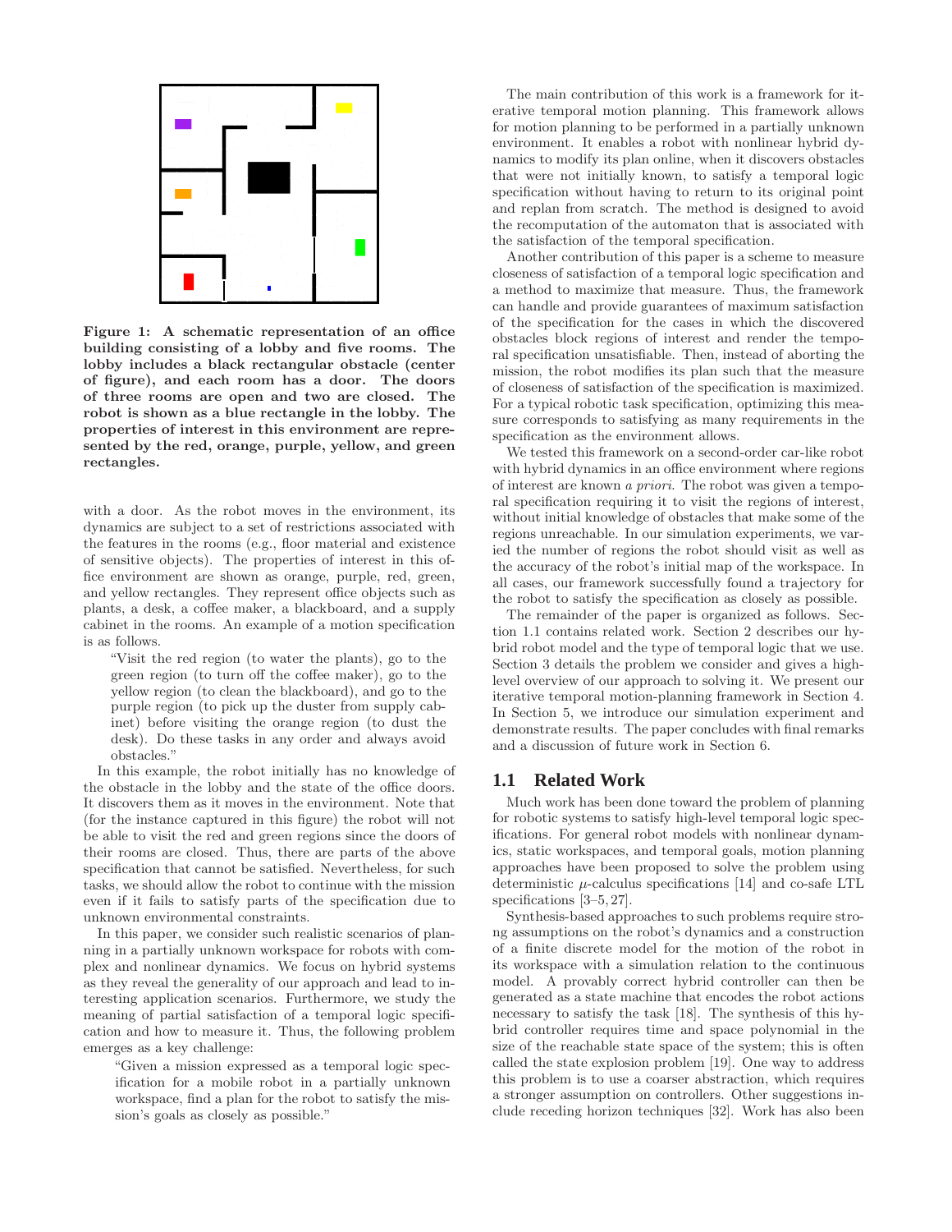**Figure 1: A schematic representation of an office building consisting of a lobby and five rooms. The lobby includes a black rectangular obstacle (center of figure), and each room has a door. The doors of three rooms are open and two are closed. The robot is shown as a blue rectangle in the lobby. The properties of interest in this environment are represented by the red, orange, purple, yellow, and green rectangles.**

with a door. As the robot moves in the environment, its dynamics are subject to a set of restrictions associated with the features in the rooms (e.g., floor material and existence of sensitive objects). The properties of interest in this office environment are shown as orange, purple, red, green, and yellow rectangles. They represent office objects such as plants, a desk, a coffee maker, a blackboard, and a supply cabinet in the rooms. An example of a motion specification is as follows.

> "Visit the red region (to water the plants), go to the green region (to turn off the coffee maker), go to the yellow region (to clean the blackboard), and go to the purple region (to pick up the duster from supply cabinet) before visiting the orange region (to dust the desk). Do these tasks in any order and always avoid obstacles."

In this example, the robot initially has no knowledge of the obstacle in the lobby and the state of the office doors. It discovers them as it moves in the environment. Note that (for the instance captured in this figure) the robot will not be able to visit the red and green regions since the doors of their rooms are closed. Thus, there are parts of the above specification that cannot be satisfied. Nevertheless, for such tasks, we should allow the robot to continue with the mission even if it fails to satisfy parts of the specification due to unknown environmental constraints.

In this paper, we consider such realistic scenarios of planning in a partially unknown workspace for robots with complex and nonlinear dynamics. We focus on hybrid systems as they reveal the generality of our approach and lead to interesting application scenarios. Furthermore, we study the meaning of partial satisfaction of a temporal logic specification and how to measure it. Thus, the following problem emerges as a key challenge:

> "Given a mission expressed as a temporal logic specification for a mobile robot in a partially unknown workspace, find a plan for the robot to satisfy the mission's goals as closely as possible."

The main contribution of this work is a framework for iterative temporal motion planning. This framework allows for motion planning to be performed in a partially unknown environment. It enables a robot with nonlinear hybrid dynamics to modify its plan online, when it discovers obstacles that were not initially known, to satisfy a temporal logic specification without having to return to its original point and replan from scratch. The method is designed to avoid the recomputation of the automaton that is associated with the satisfaction of the temporal specification.

Another contribution of this paper is a scheme to measure closeness of satisfaction of a temporal logic specification and a method to maximize that measure. Thus, the framework can handle and provide guarantees of maximum satisfaction of the specification for the cases in which the discovered obstacles block regions of interest and render the temporal specification unsatisfiable. Then, instead of aborting the mission, the robot modifies its plan such that the measure of closeness of satisfaction of the specification is maximized. For a typical robotic task specification, optimizing this measure corresponds to satisfying as many requirements in the specification as the environment allows.

We tested this framework on a second-order car-like robot with hybrid dynamics in an office environment where regions of interest are known *a priori*. The robot was given a temporal specification requiring it to visit the regions of interest, without initial knowledge of obstacles that make some of the regions unreachable. In our simulation experiments, we varied the number of regions the robot should visit as well as the accuracy of the robot's initial map of the workspace. In all cases, our framework successfully found a trajectory for the robot to satisfy the specification as closely as possible.

The remainder of the paper is organized as follows. Section 1.1 contains related work. Section 2 describes our hybrid robot model and the type of temporal logic that we use. Section 3 details the problem we consider and gives a high-level overview of our approach to solving it. We present our iterative temporal motion-planning framework in Section 4. In Section 5, we introduce our simulation experiment and demonstrate results. The paper concludes with final remarks and a discussion of future work in Section 6.

## 1.1 Related Work

Much work has been done toward the problem of planning for robotic systems to satisfy high-level temporal logic specifications. For general robot models with nonlinear dynamics, static workspaces, and temporal goals, motion planning approaches have been proposed to solve the problem using deterministic $\mu$-calculus specifications [14] and co-safe LTL specifications [3–5, 27].

Synthesis-based approaches to such problems require strong assumptions on the robot's dynamics and a construction of a finite discrete model for the motion of the robot in its workspace with a simulation relation to the continuous model. A provably correct hybrid controller can then be generated as a state machine that encodes the robot actions necessary to satisfy the task [18]. The synthesis of this hybrid controller requires time and space polynomial in the size of the reachable state space of the system; this is often called the state explosion problem [19]. One way to address this problem is to use a coarser abstraction, which requires a stronger assumption on controllers. Other suggestions include receding horizon techniques [32]. Work has also been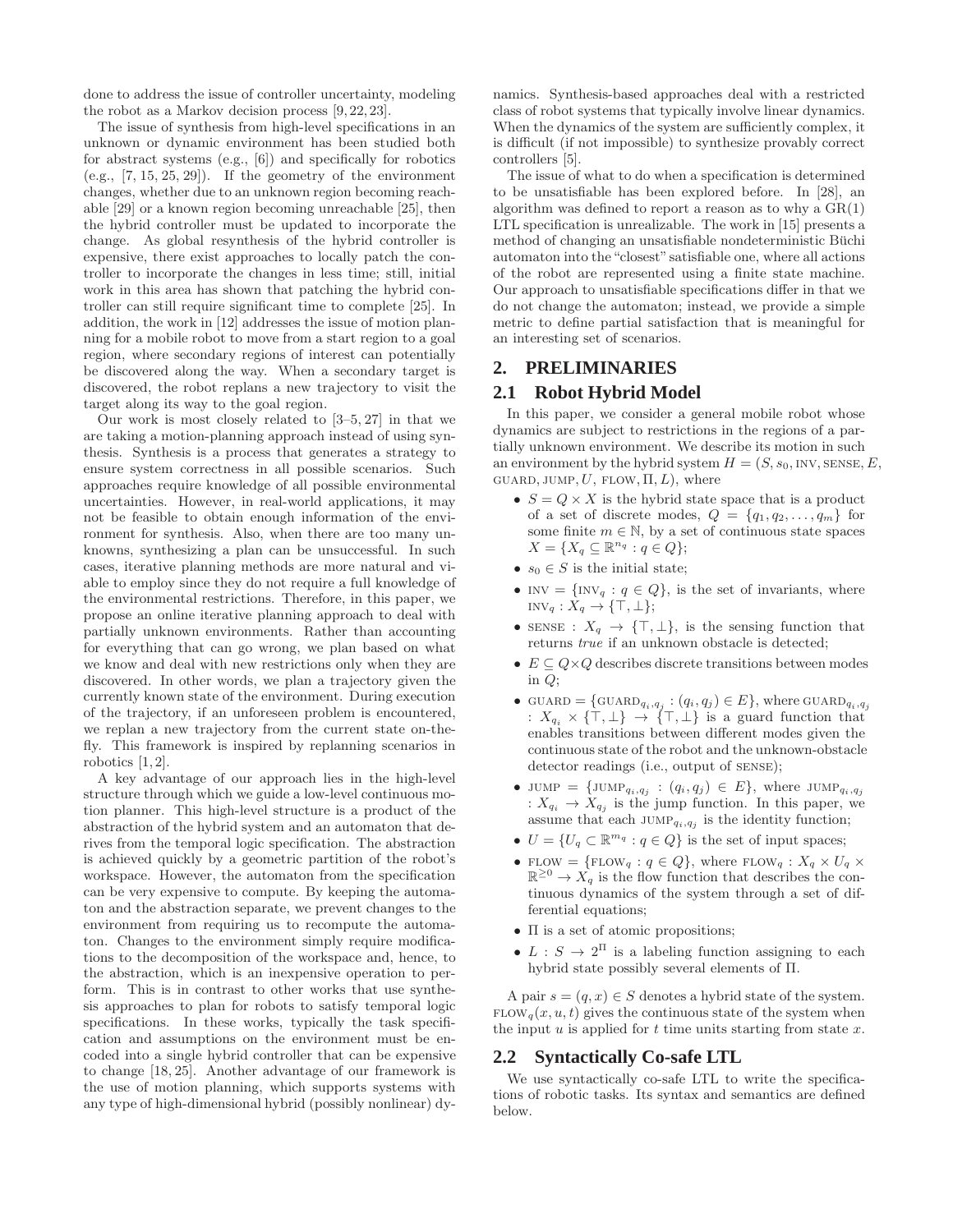done to address the issue of controller uncertainty, modeling the robot as a Markov decision process [9, 22, 23].

The issue of synthesis from high-level specifications in an unknown or dynamic environment has been studied both for abstract systems (e.g., [6]) and specifically for robotics (e.g., [7, 15, 25, 29]). If the geometry of the environment changes, whether due to an unknown region becoming reachable [29] or a known region becoming unreachable [25], then the hybrid controller must be updated to incorporate the change. As global resynthesis of the hybrid controller is expensive, there exist approaches to locally patch the controller to incorporate the changes in less time; still, initial work in this area has shown that patching the hybrid controller can still require significant time to complete [25]. In addition, the work in [12] addresses the issue of motion planning for a mobile robot to move from a start region to a goal region, where secondary regions of interest can potentially be discovered along the way. When a secondary target is discovered, the robot replans a new trajectory to visit the target along its way to the goal region.

Our work is most closely related to [3–5, 27] in that we are taking a motion-planning approach instead of using synthesis. Synthesis is a process that generates a strategy to ensure system correctness in all possible scenarios. Such approaches require knowledge of all possible environmental uncertainties. However, in real-world applications, it may not be feasible to obtain enough information of the environment for synthesis. Also, when there are too many unknowns, synthesizing a plan can be unsuccessful. In such cases, iterative planning methods are more natural and viable to employ since they do not require a full knowledge of the environmental restrictions. Therefore, in this paper, we propose an online iterative planning approach to deal with partially unknown environments. Rather than accounting for everything that can go wrong, we plan based on what we know and deal with new restrictions only when they are discovered. In other words, we plan a trajectory given the currently known state of the environment. During execution of the trajectory, if an unforeseen problem is encountered, we replan a new trajectory from the current state on-the-fly. This framework is inspired by replanning scenarios in robotics [1, 2].

A key advantage of our approach lies in the high-level structure through which we guide a low-level continuous motion planner. This high-level structure is a product of the abstraction of the hybrid system and an automaton that derives from the temporal logic specification. The abstraction is achieved quickly by a geometric partition of the robot's workspace. However, the automaton from the specification can be very expensive to compute. By keeping the automaton and the abstraction separate, we prevent changes to the environment from requiring us to recompute the automaton. Changes to the environment simply require modifications to the decomposition of the workspace and, hence, to the abstraction, which is an inexpensive operation to perform. This is in contrast to other works that use synthesis approaches to plan for robots to satisfy temporal logic specifications. In these works, typically the task specification and assumptions on the environment must be encoded into a single hybrid controller that can be expensive to change [18, 25]. Another advantage of our framework is the use of motion planning, which supports systems with any type of high-dimensional hybrid (possibly nonlinear) dynamics. Synthesis-based approaches deal with a restricted class of robot systems that typically involve linear dynamics. When the dynamics of the system are sufficiently complex, it is difficult (if not impossible) to synthesize provably correct controllers [5].

The issue of what to do when a specification is determined to be unsatisfiable has been explored before. In [28], an algorithm was defined to report a reason as to why a GR(1) LTL specification is unrealizable. The work in [15] presents a method of changing an unsatisfiable nondeterministic Büchi automaton into the "closest" satisfiable one, where all actions of the robot are represented using a finite state machine. Our approach to unsatisfiable specifications differ in that we do not change the automaton; instead, we provide a simple metric to define partial satisfaction that is meaningful for an interesting set of scenarios.

## 2. PRELIMINARIES

### 2.1 Robot Hybrid Model

In this paper, we consider a general mobile robot whose dynamics are subject to restrictions in the regions of a partially unknown environment. We describe its motion in such an environment by the hybrid system $H = (S, s_0, \text{INV}, \text{SENSE}, E, \text{GUARD}, \text{JUMP}, U, \text{FLOW}, \Pi, L)$, where

- $S = Q \times X$ is the hybrid state space that is a product of a set of discrete modes, $Q = \{q_1, q_2, \ldots, q_m\}$ for some finite $m \in \mathbb{N}$, by a set of continuous state spaces $X = \{X_q \subseteq \mathbb{R}^{n_q} : q \in Q\}$;
- $s_0 \in S$ is the initial state;
- $\text{INV} = \{\text{INV}_q : q \in Q\}$, is the set of invariants, where $\text{INV}_q : X_q \to \{\top, \bot\}$;
- $\text{SENSE} : X_q \to \{\top, \bot\}$, is the sensing function that returns *true* if an unknown obstacle is detected;
- $E \subseteq Q \times Q$ describes discrete transitions between modes in $Q$;
- $\text{GUARD} = \{\text{GUARD}_{q_i,q_j} : (q_i, q_j) \in E\}$, where $\text{GUARD}_{q_i,q_j} : X_{q_i} \times \{\top, \bot\} \to \{\top, \bot\}$ is a guard function that enables transitions between different modes given the continuous state of the robot and the unknown-obstacle detector readings (i.e., output of SENSE);
- $\text{JUMP} = \{\text{JUMP}_{q_i,q_j} : (q_i, q_j) \in E\}$, where $\text{JUMP}_{q_i,q_j} : X_{q_i} \to X_{q_j}$ is the jump function. In this paper, we assume that each $\text{JUMP}_{q_i,q_j}$ is the identity function;
- $U = \{U_q \subset \mathbb{R}^{m_q} : q \in Q\}$ is the set of input spaces;
- $\text{FLOW} = \{\text{FLOW}_q : q \in Q\}$, where $\text{FLOW}_q : X_q \times U_q \times \mathbb{R}^{\geq 0} \to X_q$ is the flow function that describes the continuous dynamics of the system through a set of differential equations;
- $\Pi$ is a set of atomic propositions;
- $L : S \to 2^{\Pi}$ is a labeling function assigning to each hybrid state possibly several elements of $\Pi$.

A pair $s = (q, x) \in S$ denotes a hybrid state of the system. $\text{FLOW}_q(x, u, t)$ gives the continuous state of the system when the input $u$ is applied for $t$ time units starting from state $x$.

### 2.2 Syntactically Co-safe LTL

We use syntactically co-safe LTL to write the specifications of robotic tasks. Its syntax and semantics are defined below.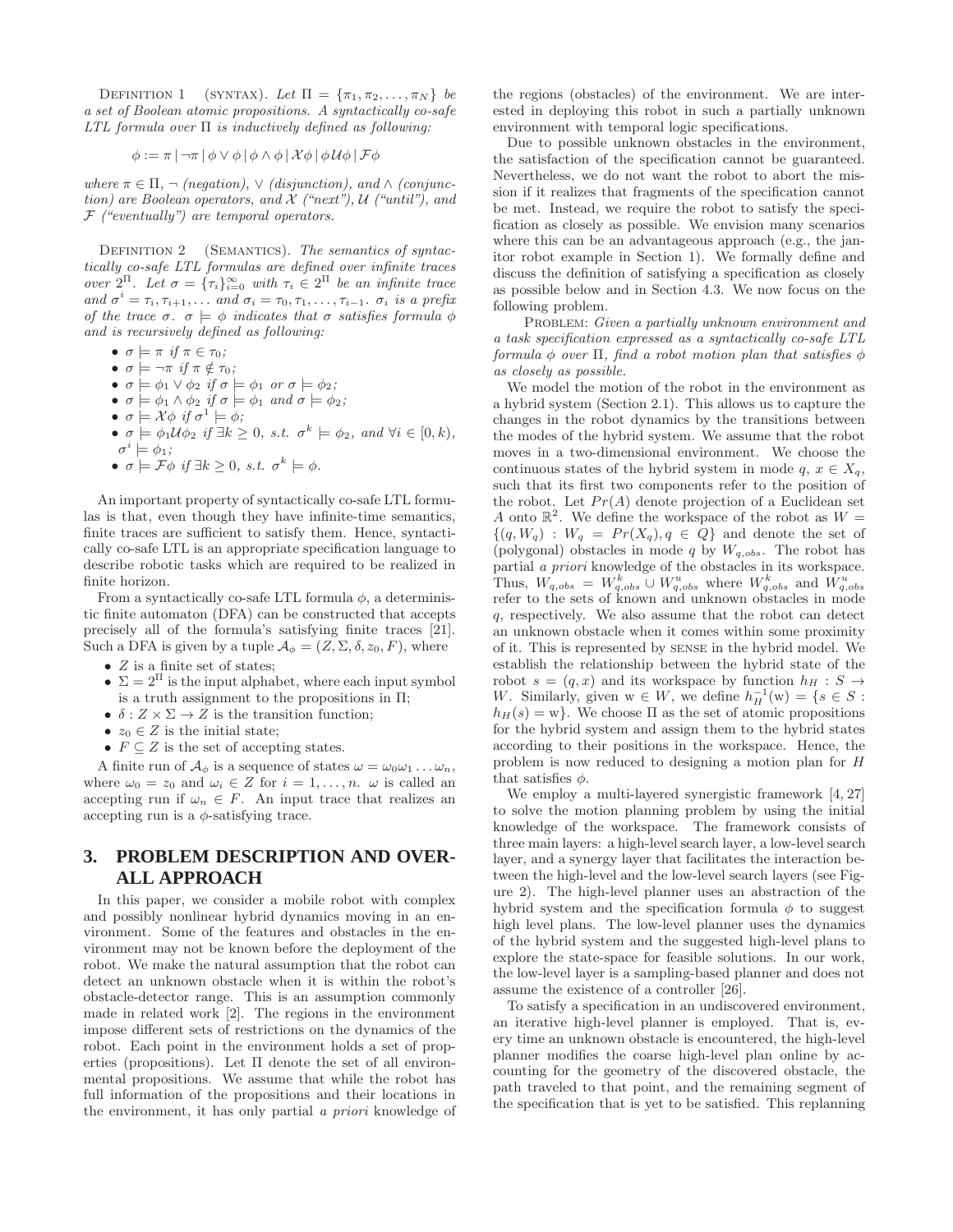Definition 1 (syntax). *Let $\Pi = \{\pi_1, \pi_2, \ldots, \pi_N\}$ be a set of Boolean atomic propositions. A syntactically co-safe LTL formula over $\Pi$ is inductively defined as following:*

$$\phi := \pi \,|\, \neg\pi \,|\, \phi \vee \phi \,|\, \phi \wedge \phi \,|\, \mathcal{X}\phi \,|\, \phi\mathcal{U}\phi \,|\, \mathcal{F}\phi$$

*where $\pi \in \Pi$, $\neg$ (negation), $\vee$ (disjunction), and $\wedge$ (conjunction) are Boolean operators, and $\mathcal{X}$ ("next"), $\mathcal{U}$ ("until"), and $\mathcal{F}$ ("eventually") are temporal operators.*

Definition 2 (Semantics). *The semantics of syntactically co-safe LTL formulas are defined over infinite traces over $2^\Pi$. Let $\sigma = \{\tau_i\}_{i=0}^{\infty}$ with $\tau_i \in 2^\Pi$ be an infinite trace and $\sigma^i = \tau_i, \tau_{i+1}, \ldots$ and $\sigma_i = \tau_0, \tau_1, \ldots, \tau_{i-1}$. $\sigma_i$ is a prefix of the trace $\sigma$. $\sigma \models \phi$ indicates that $\sigma$ satisfies formula $\phi$ and is recursively defined as following:*

- $\sigma \models \pi$ *if* $\pi \in \tau_0$;
- $\sigma \models \neg\pi$ *if* $\pi \notin \tau_0$;
- $\sigma \models \phi_1 \vee \phi_2$ *if* $\sigma \models \phi_1$ *or* $\sigma \models \phi_2$;
- $\sigma \models \phi_1 \wedge \phi_2$ *if* $\sigma \models \phi_1$ *and* $\sigma \models \phi_2$;
- $\sigma \models \mathcal{X}\phi$ *if* $\sigma^1 \models \phi$;
- $\sigma \models \phi_1\mathcal{U}\phi_2$ *if* $\exists k \geq 0$, *s.t.* $\sigma^k \models \phi_2$, *and* $\forall i \in [0, k)$, $\sigma^i \models \phi_1$;
- $\sigma \models \mathcal{F}\phi$ *if* $\exists k \geq 0$, *s.t.* $\sigma^k \models \phi$.

An important property of syntactically co-safe LTL formulas is that, even though they have infinite-time semantics, finite traces are sufficient to satisfy them. Hence, syntactically co-safe LTL is an appropriate specification language to describe robotic tasks which are required to be realized in finite horizon.

From a syntactically co-safe LTL formula $\phi$, a deterministic finite automaton (DFA) can be constructed that accepts precisely all of the formula's satisfying finite traces [21]. Such a DFA is given by a tuple $\mathcal{A}_\phi = (Z, \Sigma, \delta, z_0, F)$, where

- $Z$ is a finite set of states;
- $\Sigma = 2^\Pi$ is the input alphabet, where each input symbol is a truth assignment to the propositions in $\Pi$;
- $\delta : Z \times \Sigma \to Z$ is the transition function;
- $z_0 \in Z$ is the initial state;
- $F \subseteq Z$ is the set of accepting states.

A finite run of $\mathcal{A}_\phi$ is a sequence of states $\omega = \omega_0\omega_1 \ldots \omega_n$, where $\omega_0 = z_0$ and $\omega_i \in Z$ for $i = 1, \ldots, n$. $\omega$ is called an accepting run if $\omega_n \in F$. An input trace that realizes an accepting run is a $\phi$-satisfying trace.

## 3. PROBLEM DESCRIPTION AND OVERALL APPROACH

In this paper, we consider a mobile robot with complex and possibly nonlinear hybrid dynamics moving in an environment. Some of the features and obstacles in the environment may not be known before the deployment of the robot. We make the natural assumption that the robot can detect an unknown obstacle when it is within the robot's obstacle-detector range. This is an assumption commonly made in related work [2]. The regions in the environment impose different sets of restrictions on the dynamics of the robot. Each point in the environment holds a set of properties (propositions). Let $\Pi$ denote the set of all environmental propositions. We assume that while the robot has full information of the propositions and their locations in the environment, it has only partial *a priori* knowledge of the regions (obstacles) of the environment. We are interested in deploying this robot in such a partially unknown environment with temporal logic specifications.

Due to possible unknown obstacles in the environment, the satisfaction of the specification cannot be guaranteed. Nevertheless, we do not want the robot to abort the mission if it realizes that fragments of the specification cannot be met. Instead, we require the robot to satisfy the specification as closely as possible. We envision many scenarios where this can be an advantageous approach (e.g., the janitor robot example in Section 1). We formally define and discuss the definition of satisfying a specification as closely as possible below and in Section 4.3. We now focus on the following problem.

Problem: *Given a partially unknown environment and a task specification expressed as a syntactically co-safe LTL formula $\phi$ over $\Pi$, find a robot motion plan that satisfies $\phi$ as closely as possible.*

We model the motion of the robot in the environment as a hybrid system (Section 2.1). This allows us to capture the changes in the robot dynamics by the transitions between the modes of the hybrid system. We assume that the robot moves in a two-dimensional environment. We choose the continuous states of the hybrid system in mode $q$, $x \in X_q$, such that its first two components refer to the position of the robot. Let $Pr(A)$ denote projection of a Euclidean set $A$ onto $\mathbb{R}^2$. We define the workspace of the robot as $W = \{(q, W_q) : W_q = Pr(X_q), q \in Q\}$ and denote the set of (polygonal) obstacles in mode $q$ by $W_{q,obs}$. The robot has partial *a priori* knowledge of the obstacles in its workspace. Thus, $W_{q,obs} = W^k_{q,obs} \cup W^u_{q,obs}$ where $W^k_{q,obs}$ and $W^u_{q,obs}$ refer to the sets of known and unknown obstacles in mode $q$, respectively. We also assume that the robot can detect an unknown obstacle when it comes within some proximity of it. This is represented by sense in the hybrid model. We establish the relationship between the hybrid state of the robot $s = (q, x)$ and its workspace by function $h_H : S \to W$. Similarly, given $\mathrm{w} \in W$, we define $h_H^{-1}(\mathrm{w}) = \{s \in S : h_H(s) = \mathrm{w}\}$. We choose $\Pi$ as the set of atomic propositions for the hybrid system and assign them to the hybrid states according to their positions in the workspace. Hence, the problem is now reduced to designing a motion plan for $H$ that satisfies $\phi$.

We employ a multi-layered synergistic framework [4, 27] to solve the motion planning problem by using the initial knowledge of the workspace. The framework consists of three main layers: a high-level search layer, a low-level search layer, and a synergy layer that facilitates the interaction between the high-level and the low-level search layers (see Figure 2). The high-level planner uses an abstraction of the hybrid system and the specification formula $\phi$ to suggest high level plans. The low-level planner uses the dynamics of the hybrid system and the suggested high-level plans to explore the state-space for feasible solutions. In our work, the low-level layer is a sampling-based planner and does not assume the existence of a controller [26].

To satisfy a specification in an undiscovered environment, an iterative high-level planner is employed. That is, every time an unknown obstacle is encountered, the high-level planner modifies the coarse high-level plan online by accounting for the geometry of the discovered obstacle, the path traveled to that point, and the remaining segment of the specification that is yet to be satisfied. This replanning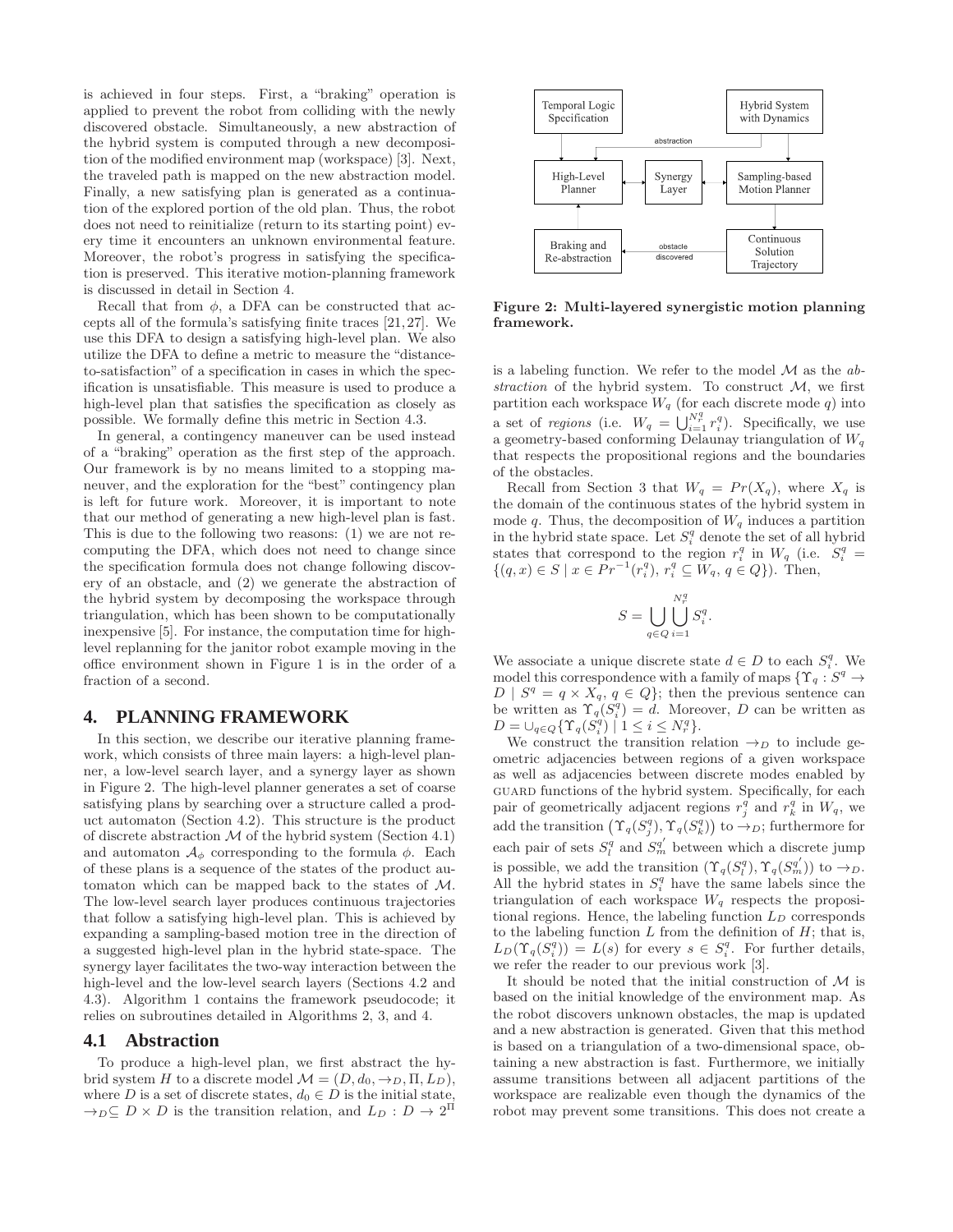is achieved in four steps. First, a "braking" operation is applied to prevent the robot from colliding with the newly discovered obstacle. Simultaneously, a new abstraction of the hybrid system is computed through a new decomposition of the modified environment map (workspace) [3]. Next, the traveled path is mapped on the new abstraction model. Finally, a new satisfying plan is generated as a continuation of the explored portion of the old plan. Thus, the robot does not need to reinitialize (return to its starting point) every time it encounters an unknown environmental feature. Moreover, the robot's progress in satisfying the specification is preserved. This iterative motion-planning framework is discussed in detail in Section 4.

Recall that from $\phi$, a DFA can be constructed that accepts all of the formula's satisfying finite traces [21, 27]. We use this DFA to design a satisfying high-level plan. We also utilize the DFA to define a metric to measure the "distance-to-satisfaction" of a specification in cases in which the specification is unsatisfiable. This measure is used to produce a high-level plan that satisfies the specification as closely as possible. We formally define this metric in Section 4.3.

In general, a contingency maneuver can be used instead of a "braking" operation as the first step of the approach. Our framework is by no means limited to a stopping maneuver, and the exploration for the "best" contingency plan is left for future work. Moreover, it is important to note that our method of generating a new high-level plan is fast. This is due to the following two reasons: (1) we are not recomputing the DFA, which does not need to change since the specification formula does not change following discovery of an obstacle, and (2) we generate the abstraction of the hybrid system by decomposing the workspace through triangulation, which has been shown to be computationally inexpensive [5]. For instance, the computation time for high-level replanning for the janitor robot example moving in the office environment shown in Figure 1 is in the order of a fraction of a second.

## 4. PLANNING FRAMEWORK

In this section, we describe our iterative planning framework, which consists of three main layers: a high-level planner, a low-level search layer, and a synergy layer as shown in Figure 2. The high-level planner generates a set of coarse satisfying plans by searching over a structure called a product automaton (Section 4.2). This structure is the product of discrete abstraction $\mathcal{M}$ of the hybrid system (Section 4.1) and automaton $\mathcal{A}_\phi$ corresponding to the formula $\phi$. Each of these plans is a sequence of the states of the product automaton which can be mapped back to the states of $\mathcal{M}$. The low-level search layer produces continuous trajectories that follow a satisfying high-level plan. This is achieved by expanding a sampling-based motion tree in the direction of a suggested high-level plan in the hybrid state-space. The synergy layer facilitates the two-way interaction between the high-level and the low-level search layers (Sections 4.2 and 4.3). Algorithm 1 contains the framework pseudocode; it relies on subroutines detailed in Algorithms 2, 3, and 4.

### 4.1 Abstraction

To produce a high-level plan, we first abstract the hybrid system $H$ to a discrete model $\mathcal{M} = (D, d_0, \rightarrow_D, \Pi, L_D)$, where $D$ is a set of discrete states, $d_0 \in D$ is the initial state, $\rightarrow_D \subseteq D \times D$ is the transition relation, and $L_D : D \rightarrow 2^\Pi$ is a labeling function. We refer to the model $\mathcal{M}$ as the *abstraction* of the hybrid system. To construct $\mathcal{M}$, we first partition each workspace $W_q$ (for each discrete mode $q$) into a set of *regions* (i.e. $W_q = \bigcup_{i=1}^{N_r^q} r_i^q$). Specifically, we use a geometry-based conforming Delaunay triangulation of $W_q$ that respects the propositional regions and the boundaries of the obstacles.

**Figure 2: Multi-layered synergistic motion planning framework.**

Recall from Section 3 that $W_q = Pr(X_q)$, where $X_q$ is the domain of the continuous states of the hybrid system in mode $q$. Thus, the decomposition of $W_q$ induces a partition in the hybrid state space. Let $S_i^q$ denote the set of all hybrid states that correspond to the region $r_i^q$ in $W_q$ (i.e. $S_i^q = \{(q, x) \in S \mid x \in Pr^{-1}(r_i^q),\ r_i^q \subseteq W_q,\ q \in Q\}$). Then,

$$S = \bigcup_{q \in Q} \bigcup_{i=1}^{N_r^q} S_i^q.$$

We associate a unique discrete state $d \in D$ to each $S_i^q$. We model this correspondence with a family of maps $\{\Upsilon_q : S^q \rightarrow D \mid S^q = q \times X_q,\ q \in Q\}$; then the previous sentence can be written as $\Upsilon_q(S_i^q) = d$. Moreover, $D$ can be written as $D = \cup_{q \in Q}\{\Upsilon_q(S_i^q) \mid 1 \leq i \leq N_r^q\}$.

We construct the transition relation $\rightarrow_D$ to include geometric adjacencies between regions of a given workspace as well as adjacencies between discrete modes enabled by GUARD functions of the hybrid system. Specifically, for each pair of geometrically adjacent regions $r_j^q$ and $r_k^q$ in $W_q$, we add the transition $\left(\Upsilon_q(S_j^q), \Upsilon_q(S_k^q)\right)$ to $\rightarrow_D$; furthermore for each pair of sets $S_l^q$ and $S_m^{q'}$ between which a discrete jump is possible, we add the transition $(\Upsilon_q(S_l^q), \Upsilon_q(S_m^{q'}))$ to $\rightarrow_D$. All the hybrid states in $S_i^q$ have the same labels since the triangulation of each workspace $W_q$ respects the propositional regions. Hence, the labeling function $L_D$ corresponds to the labeling function $L$ from the definition of $H$; that is, $L_D(\Upsilon_q(S_i^q)) = L(s)$ for every $s \in S_i^q$. For further details, we refer the reader to our previous work [3].

It should be noted that the initial construction of $\mathcal{M}$ is based on the initial knowledge of the environment map. As the robot discovers unknown obstacles, the map is updated and a new abstraction is generated. Given that this method is based on a triangulation of a two-dimensional space, obtaining a new abstraction is fast. Furthermore, we initially assume transitions between all adjacent partitions of the workspace are realizable even though the dynamics of the robot may prevent some transitions. This does not create a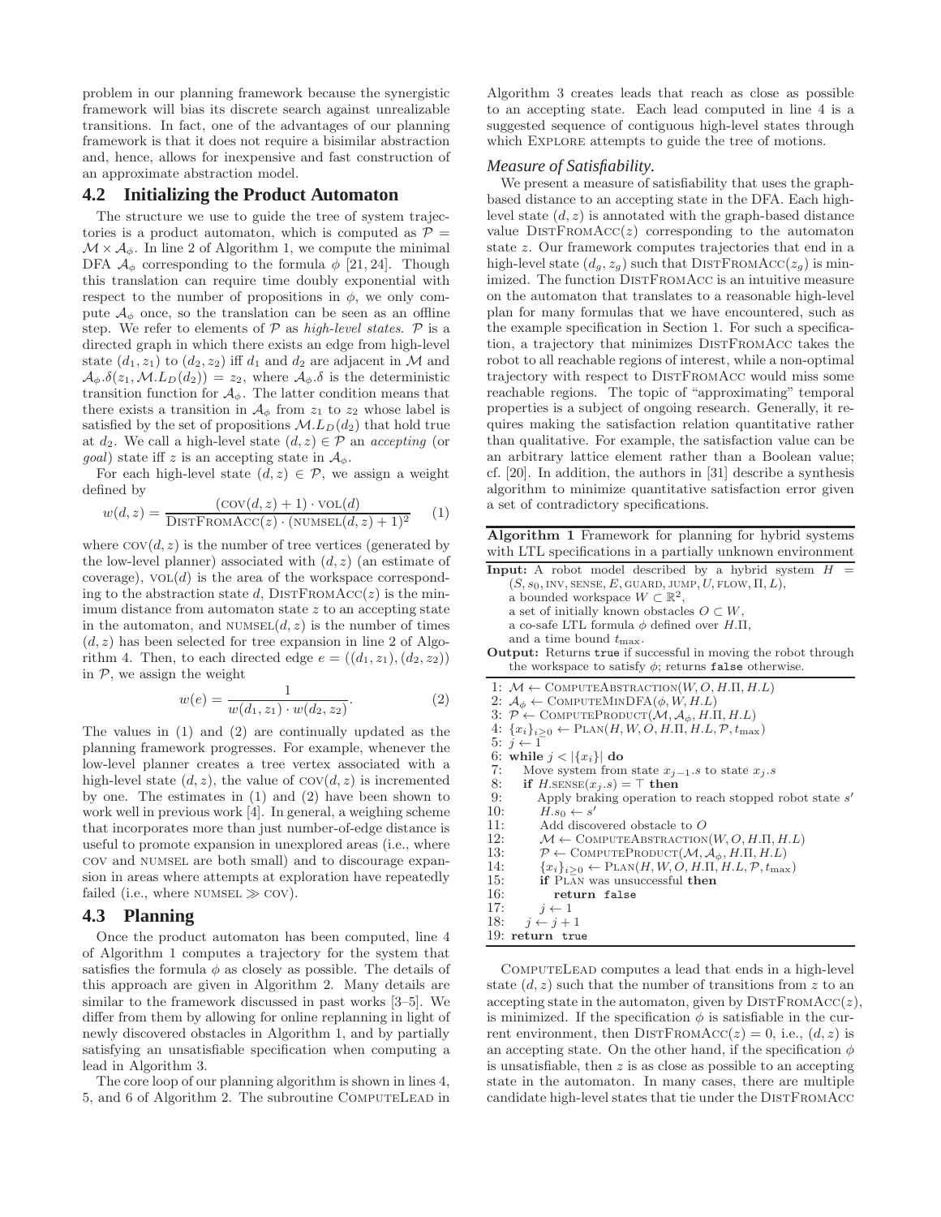problem in our planning framework because the synergistic framework will bias its discrete search against unrealizable transitions. In fact, one of the advantages of our planning framework is that it does not require a bisimilar abstraction and, hence, allows for inexpensive and fast construction of an approximate abstraction model.

## 4.2 Initializing the Product Automaton

The structure we use to guide the tree of system trajectories is a product automaton, which is computed as $\mathcal{P} = \mathcal{M} \times \mathcal{A}_\phi$. In line 2 of Algorithm 1, we compute the minimal DFA $\mathcal{A}_\phi$ corresponding to the formula $\phi$ [21, 24]. Though this translation can require time doubly exponential with respect to the number of propositions in $\phi$, we only compute $\mathcal{A}_\phi$ once, so the translation can be seen as an offline step. We refer to elements of $\mathcal{P}$ as *high-level states*. $\mathcal{P}$ is a directed graph in which there exists an edge from high-level state $(d_1, z_1)$ to $(d_2, z_2)$ iff $d_1$ and $d_2$ are adjacent in $\mathcal{M}$ and $\mathcal{A}_\phi.\delta(z_1, \mathcal{M}.L_D(d_2)) = z_2$, where $\mathcal{A}_\phi.\delta$ is the deterministic transition function for $\mathcal{A}_\phi$. The latter condition means that there exists a transition in $\mathcal{A}_\phi$ from $z_1$ to $z_2$ whose label is satisfied by the set of propositions $\mathcal{M}.L_D(d_2)$ that hold true at $d_2$. We call a high-level state $(d, z) \in \mathcal{P}$ an *accepting* (or *goal*) state iff $z$ is an accepting state in $\mathcal{A}_\phi$.

For each high-level state $(d, z) \in \mathcal{P}$, we assign a weight defined by

$$w(d, z) = \frac{(\textsc{cov}(d, z) + 1) \cdot \textsc{vol}(d)}{\textsc{DistFromAcc}(z) \cdot (\textsc{numsel}(d, z) + 1)^2} \quad (1)$$

where $\textsc{cov}(d, z)$ is the number of tree vertices (generated by the low-level planner) associated with $(d, z)$ (an estimate of coverage), $\textsc{vol}(d)$ is the area of the workspace corresponding to the abstraction state $d$, $\textsc{DistFromAcc}(z)$ is the minimum distance from automaton state $z$ to an accepting state in the automaton, and $\textsc{numsel}(d, z)$ is the number of times $(d, z)$ has been selected for tree expansion in line 2 of Algorithm 4. Then, to each directed edge $e = ((d_1, z_1), (d_2, z_2))$ in $\mathcal{P}$, we assign the weight

$$w(e) = \frac{1}{w(d_1, z_1) \cdot w(d_2, z_2)}. \quad (2)$$

The values in (1) and (2) are continually updated as the planning framework progresses. For example, whenever the low-level planner creates a tree vertex associated with a high-level state $(d, z)$, the value of $\textsc{cov}(d, z)$ is incremented by one. The estimates in (1) and (2) have been shown to work well in previous work [4]. In general, a weighing scheme that incorporates more than just number-of-edge distance is useful to promote expansion in unexplored areas (i.e., where cov and numsel are both small) and to discourage expansion in areas where attempts at exploration have repeatedly failed (i.e., where $\textsc{numsel} \gg \textsc{cov}$).

## 4.3 Planning

Once the product automaton has been computed, line 4 of Algorithm 1 computes a trajectory for the system that satisfies the formula $\phi$ as closely as possible. The details of this approach are given in Algorithm 2. Many details are similar to the framework discussed in past works [3–5]. We differ from them by allowing for online replanning in light of newly discovered obstacles in Algorithm 1, and by partially satisfying an unsatisfiable specification when computing a lead in Algorithm 3.

The core loop of our planning algorithm is shown in lines 4, 5, and 6 of Algorithm 2. The subroutine ComputeLead in Algorithm 3 creates leads that reach as close as possible to an accepting state. Each lead computed in line 4 is a suggested sequence of contiguous high-level states through which Explore attempts to guide the tree of motions.

### *Measure of Satisfiability.*

We present a measure of satisfiability that uses the graph-based distance to an accepting state in the DFA. Each high-level state $(d, z)$ is annotated with the graph-based distance value $\textsc{DistFromAcc}(z)$ corresponding to the automaton state $z$. Our framework computes trajectories that end in a high-level state $(d_g, z_g)$ such that $\textsc{DistFromAcc}(z_g)$ is minimized. The function DistFromAcc is an intuitive measure on the automaton that translates to a reasonable high-level plan for many formulas that we have encountered, such as the example specification in Section 1. For such a specification, a trajectory that minimizes DistFromAcc takes the robot to all reachable regions of interest, while a non-optimal trajectory with respect to DistFromAcc would miss some reachable regions. The topic of "approximating" temporal properties is a subject of ongoing research. Generally, it requires making the satisfaction relation quantitative rather than qualitative. For example, the satisfaction value can be an arbitrary lattice element rather than a Boolean value; cf. [20]. In addition, the authors in [31] describe a synthesis algorithm to minimize quantitative satisfaction error given a set of contradictory specifications.

**Algorithm 1** Framework for planning for hybrid systems with LTL specifications in a partially unknown environment

**Input:** A robot model described by a hybrid system $H = (S, s_0, \textsc{inv}, \textsc{sense}, E, \textsc{guard}, \textsc{jump}, U, \textsc{flow}, \Pi, L)$, a bounded workspace $W \subset \mathbb{R}^2$, a set of initially known obstacles $O \subset W$, a co-safe LTL formula $\phi$ defined over $H.\Pi$, and a time bound $t_{\max}$.

**Output:** Returns `true` if successful in moving the robot through the workspace to satisfy $\phi$; returns `false` otherwise.

```
1: M ← ComputeAbstraction(W, O, H.Π, H.L)
2: A_φ ← ComputeMinDFA(φ, W, H.L)
3: P ← ComputeProduct(M, A_φ, H.Π, H.L)
4: {x_i}_{i≥0} ← Plan(H, W, O, H.Π, H.L, P, t_max)
5: j ← 1
6: while j < |{x_i}| do
7:    Move system from state x_{j-1}.s to state x_j.s
8:    if H.sense(x_j.s) = ⊤ then
9:       Apply braking operation to reach stopped robot state s'
10:      H.s_0 ← s'
11:      Add discovered obstacle to O
12:      M ← ComputeAbstraction(W, O, H.Π, H.L)
13:      P ← ComputeProduct(M, A_φ, H.Π, H.L)
14:      {x_i}_{i≥0} ← Plan(H, W, O, H.Π, H.L, P, t_max)
15:      if Plan was unsuccessful then
16:         return false
17:      j ← 1
18:   j ← j + 1
19: return true
```

ComputeLead computes a lead that ends in a high-level state $(d, z)$ such that the number of transitions from $z$ to an accepting state in the automaton, given by $\textsc{DistFromAcc}(z)$, is minimized. If the specification $\phi$ is satisfiable in the current environment, then $\textsc{DistFromAcc}(z) = 0$, i.e., $(d, z)$ is an accepting state. On the other hand, if the specification $\phi$ is unsatisfiable, then $z$ is as close as possible to an accepting state in the automaton. In many cases, there are multiple candidate high-level states that tie under the DistFromAcc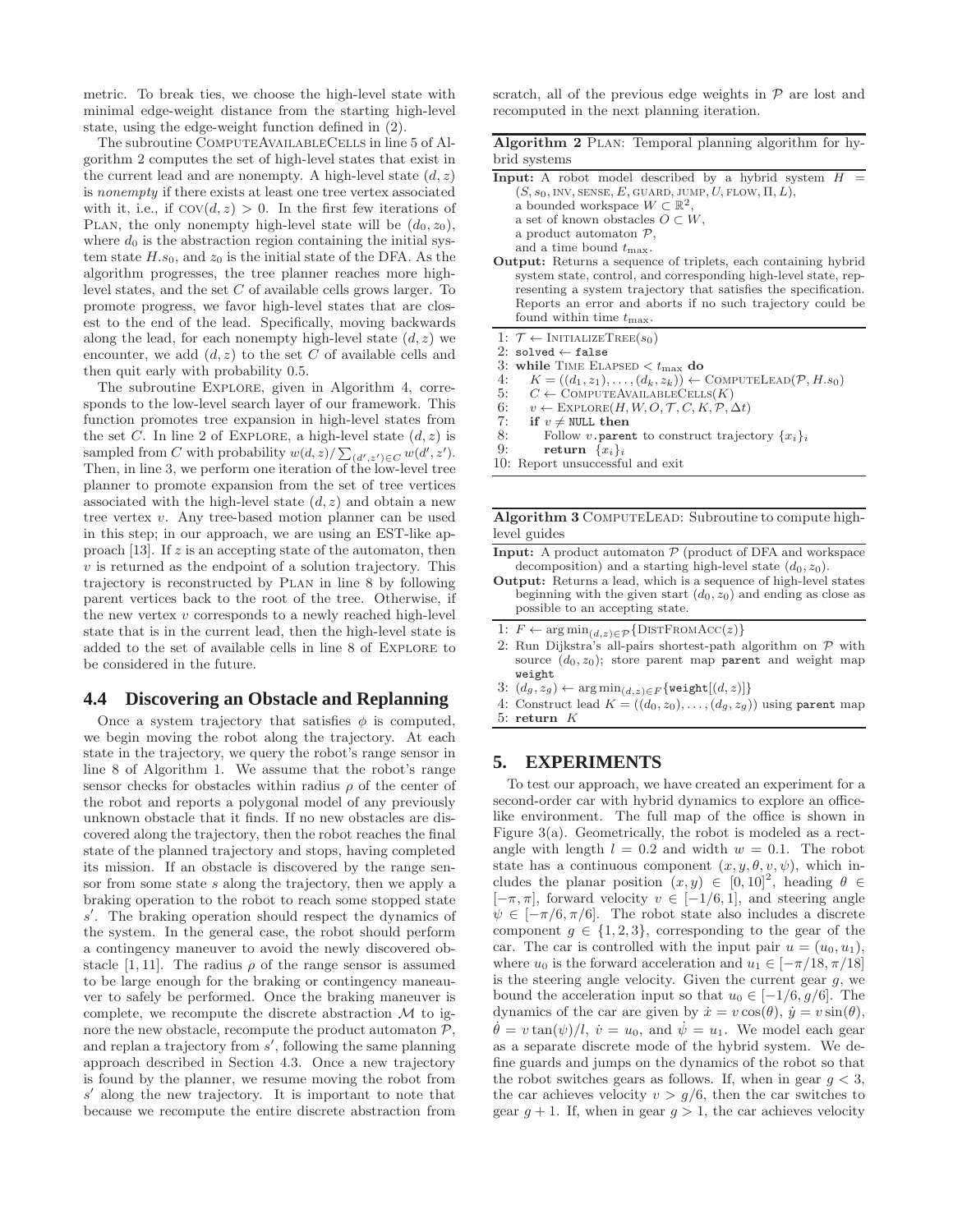metric. To break ties, we choose the high-level state with minimal edge-weight distance from the starting high-level state, using the edge-weight function defined in (2).

The subroutine ComputeAvailableCells in line 5 of Algorithm 2 computes the set of high-level states that exist in the current lead and are nonempty. A high-level state $(d, z)$ is *nonempty* if there exists at least one tree vertex associated with it, i.e., if $\text{COV}(d, z) > 0$. In the first few iterations of Plan, the only nonempty high-level state will be $(d_0, z_0)$, where $d_0$ is the abstraction region containing the initial system state $H.s_0$, and $z_0$ is the initial state of the DFA. As the algorithm progresses, the tree planner reaches more high-level states, and the set $C$ of available cells grows larger. To promote progress, we favor high-level states that are closest to the end of the lead. Specifically, moving backwards along the lead, for each nonempty high-level state $(d, z)$ we encounter, we add $(d, z)$ to the set $C$ of available cells and then quit early with probability 0.5.

The subroutine Explore, given in Algorithm 4, corresponds to the low-level search layer of our framework. This function promotes tree expansion in high-level states from the set $C$. In line 2 of Explore, a high-level state $(d, z)$ is sampled from $C$ with probability $w(d, z) / \sum_{(d',z') \in C} w(d', z')$. Then, in line 3, we perform one iteration of the low-level tree planner to promote expansion from the set of tree vertices associated with the high-level state $(d, z)$ and obtain a new tree vertex $v$. Any tree-based motion planner can be used in this step; in our approach, we are using an EST-like approach [13]. If $z$ is an accepting state of the automaton, then $v$ is returned as the endpoint of a solution trajectory. This trajectory is reconstructed by Plan in line 8 by following parent vertices back to the root of the tree. Otherwise, if the new vertex $v$ corresponds to a newly reached high-level state that is in the current lead, then the high-level state is added to the set of available cells in line 8 of Explore to be considered in the future.

## 4.4 Discovering an Obstacle and Replanning

Once a system trajectory that satisfies $\phi$ is computed, we begin moving the robot along the trajectory. At each state in the trajectory, we query the robot's range sensor in line 8 of Algorithm 1. We assume that the robot's range sensor checks for obstacles within radius $\rho$ of the center of the robot and reports a polygonal model of any previously unknown obstacle that it finds. If no new obstacles are discovered along the trajectory, then the robot reaches the final state of the planned trajectory and stops, having completed its mission. If an obstacle is discovered by the range sensor from some state $s$ along the trajectory, then we apply a braking operation to the robot to reach some stopped state $s'$. The braking operation should respect the dynamics of the system. In the general case, the robot should perform a contingency maneuver to avoid the newly discovered obstacle [1, 11]. The radius $\rho$ of the range sensor is assumed to be large enough for the braking or contingency maneauver to safely be performed. Once the braking maneuver is complete, we recompute the discrete abstraction $\mathcal{M}$ to ignore the new obstacle, recompute the product automaton $\mathcal{P}$, and replan a trajectory from $s'$, following the same planning approach described in Section 4.3. Once a new trajectory is found by the planner, we resume moving the robot from $s'$ along the new trajectory. It is important to note that because we recompute the entire discrete abstraction from scratch, all of the previous edge weights in $\mathcal{P}$ are lost and recomputed in the next planning iteration.

**Algorithm 2** Plan: Temporal planning algorithm for hybrid systems

**Input:** A robot model described by a hybrid system $H = (S, s_0, \text{INV}, \text{SENSE}, E, \text{GUARD}, \text{JUMP}, U, \text{FLOW}, \Pi, L)$, a bounded workspace $W \subset \mathbb{R}^2$, a set of known obstacles $O \subset W$, a product automaton $\mathcal{P}$, and a time bound $t_{\max}$.

**Output:** Returns a sequence of triplets, each containing hybrid system state, control, and corresponding high-level state, representing a system trajectory that satisfies the specification. Reports an error and aborts if no such trajectory could be found within time $t_{\max}$.

```
1: T ← InitializeTree(s_0)
2: solved ← false
3: while Time Elapsed < t_max do
4:    K = ((d_1, z_1), ..., (d_k, z_k)) ← ComputeLead(P, H.s_0)
5:    C ← ComputeAvailableCells(K)
6:    v ← Explore(H, W, O, T, C, K, P, Δt)
7:    if v ≠ NULL then
8:       Follow v.parent to construct trajectory {x_i}_i
9:       return {x_i}_i
10: Report unsuccessful and exit
```

**Algorithm 3** ComputeLead: Subroutine to compute high-level guides

**Input:** A product automaton $\mathcal{P}$ (product of DFA and workspace decomposition) and a starting high-level state $(d_0, z_0)$.

**Output:** Returns a lead, which is a sequence of high-level states beginning with the given start $(d_0, z_0)$ and ending as close as possible to an accepting state.

```
1: F ← argmin_{(d,z)∈P} {DistFromAcc(z)}
2: Run Dijkstra's all-pairs shortest-path algorithm on P with
   source (d_0, z_0); store parent map parent and weight map
   weight
3: (d_g, z_g) ← argmin_{(d,z)∈F} {weight[(d, z)]}
4: Construct lead K = ((d_0, z_0), ..., (d_g, z_g)) using parent map
5: return K
```

## 5. EXPERIMENTS

To test our approach, we have created an experiment for a second-order car with hybrid dynamics to explore an office-like environment. The full map of the office is shown in Figure 3(a). Geometrically, the robot is modeled as a rectangle with length $l = 0.2$ and width $w = 0.1$. The robot state has a continuous component $(x, y, \theta, v, \psi)$, which includes the planar position $(x, y) \in [0, 10]^2$, heading $\theta \in [-\pi, \pi]$, forward velocity $v \in [-1/6, 1]$, and steering angle $\psi \in [-\pi/6, \pi/6]$. The robot state also includes a discrete component $g \in \{1, 2, 3\}$, corresponding to the gear of the car. The car is controlled with the input pair $u = (u_0, u_1)$, where $u_0$ is the forward acceleration and $u_1 \in [-\pi/18, \pi/18]$ is the steering angle velocity. Given the current gear $g$, we bound the acceleration input so that $u_0 \in [-1/6, g/6]$. The dynamics of the car are given by $\dot{x} = v\cos(\theta)$, $\dot{y} = v\sin(\theta)$, $\dot{\theta} = v\tan(\psi)/l$, $\dot{v} = u_0$, and $\dot{\psi} = u_1$. We model each gear as a separate discrete mode of the hybrid system. We define guards and jumps on the dynamics of the robot so that the robot switches gears as follows. If, when in gear $g < 3$, the car achieves velocity $v > g/6$, then the car switches to gear $g + 1$. If, when in gear $g > 1$, the car achieves velocity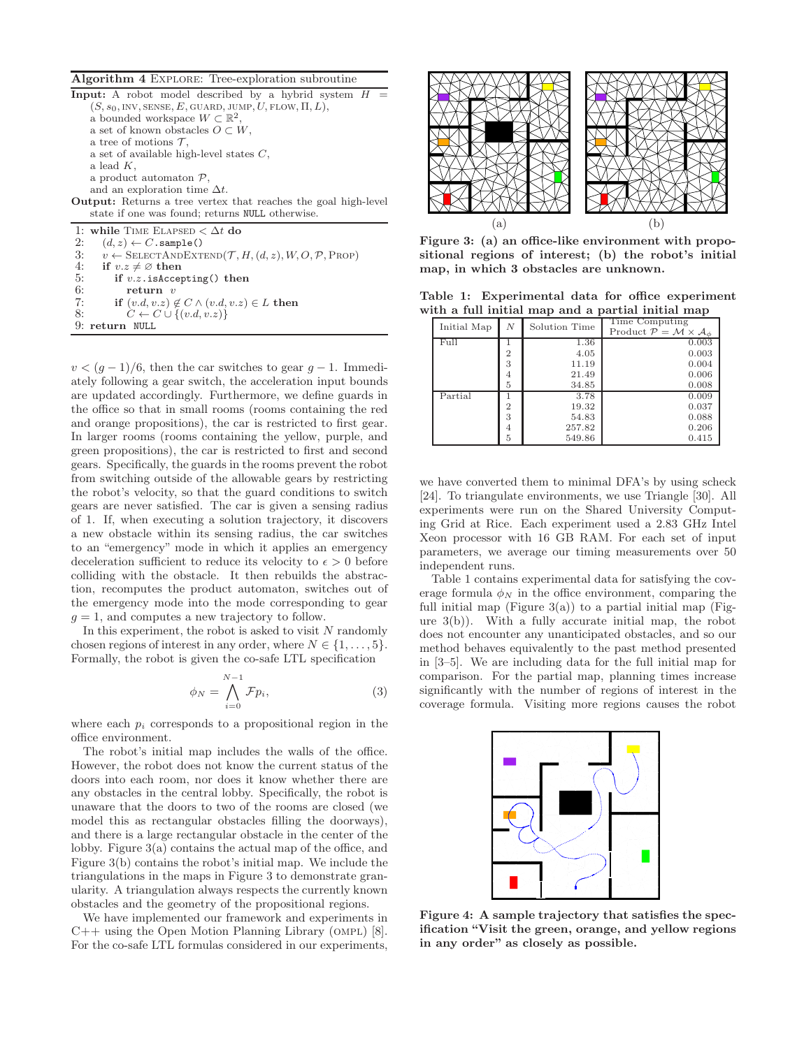**Algorithm 4** EXPLORE: Tree-exploration subroutine

**Input:** A robot model described by a hybrid system $H = (S, s_0, \text{INV}, \text{SENSE}, E, \text{GUARD}, \text{JUMP}, U, \text{FLOW}, \Pi, L)$,
a bounded workspace $W \subset \mathbb{R}^2$,
a set of known obstacles $O \subset W$,
a tree of motions $\mathcal{T}$,
a set of available high-level states $C$,
a lead $K$,
a product automaton $\mathcal{P}$,
and an exploration time $\Delta t$.

**Output:** Returns a tree vertex that reaches the goal high-level state if one was found; returns NULL otherwise.

```
1: while TIME ELAPSED < Δt do
2:    (d, z) ← C.sample()
3:    v ← SELECTANDEXTEND(T, H, (d, z), W, O, P, PROP)
4:    if v.z ≠ ∅ then
5:       if v.z.isAccepting() then
6:          return v
7:       if (v.d, v.z) ∉ C ∧ (v.d, v.z) ∈ L then
8:          C ← C ∪ {(v.d, v.z)}
9: return NULL
```

$v < (g-1)/6$, then the car switches to gear $g-1$. Immediately following a gear switch, the acceleration input bounds are updated accordingly. Furthermore, we define guards in the office so that in small rooms (rooms containing the red and orange propositions), the car is restricted to first gear. In larger rooms (rooms containing the yellow, purple, and green propositions), the car is restricted to first and second gears. Specifically, the guards in the rooms prevent the robot from switching outside of the allowable gears by restricting the robot's velocity, so that the guard conditions to switch gears are never satisfied. The car is given a sensing radius of 1. If, when executing a solution trajectory, it discovers a new obstacle within its sensing radius, the car switches to an "emergency" mode in which it applies an emergency deceleration sufficient to reduce its velocity to $\epsilon > 0$ before colliding with the obstacle. It then rebuilds the abstraction, recomputes the product automaton, switches out of the emergency mode into the mode corresponding to gear $g = 1$, and computes a new trajectory to follow.

In this experiment, the robot is asked to visit $N$ randomly chosen regions of interest in any order, where $N \in \{1, \ldots, 5\}$. Formally, the robot is given the co-safe LTL specification

$$\phi_N = \bigwedge_{i=0}^{N-1} \mathcal{F} p_i, \tag{3}$$

where each $p_i$ corresponds to a propositional region in the office environment.

The robot's initial map includes the walls of the office. However, the robot does not know the current status of the doors into each room, nor does it know whether there are any obstacles in the central lobby. Specifically, the robot is unaware that the doors to two of the rooms are closed (we model this as rectangular obstacles filling the doorways), and there is a large rectangular obstacle in the center of the lobby. Figure 3(a) contains the actual map of the office, and Figure 3(b) contains the robot's initial map. We include the triangulations in the maps in Figure 3 to demonstrate granularity. A triangulation always respects the currently known obstacles and the geometry of the propositional regions.

We have implemented our framework and experiments in C++ using the Open Motion Planning Library (OMPL) [8]. For the co-safe LTL formulas considered in our experiments, we have converted them to minimal DFA's by using scheck [24]. To triangulate environments, we use Triangle [30]. All experiments were run on the Shared University Computing Grid at Rice. Each experiment used a 2.83 GHz Intel Xeon processor with 16 GB RAM. For each set of input parameters, we average our timing measurements over 50 independent runs.

**Figure 3: (a) an office-like environment with propositional regions of interest; (b) the robot's initial map, in which 3 obstacles are unknown.**

**Table 1: Experimental data for office experiment with a full initial map and a partial initial map**

| Initial Map | $N$ | Solution Time | Time Computing Product $\mathcal{P} = \mathcal{M} \times \mathcal{A}_\phi$ |
|---|---|---|---|
| Full | 1 | 1.36 | 0.003 |
| | 2 | 4.05 | 0.003 |
| | 3 | 11.19 | 0.004 |
| | 4 | 21.49 | 0.006 |
| | 5 | 34.85 | 0.008 |
| Partial | 1 | 3.78 | 0.009 |
| | 2 | 19.32 | 0.037 |
| | 3 | 54.83 | 0.088 |
| | 4 | 257.82 | 0.206 |
| | 5 | 549.86 | 0.415 |

Table 1 contains experimental data for satisfying the coverage formula $\phi_N$ in the office environment, comparing the full initial map (Figure 3(a)) to a partial initial map (Figure 3(b)). With a fully accurate initial map, the robot does not encounter any unanticipated obstacles, and so our method behaves equivalently to the past method presented in [3–5]. We are including data for the full initial map for comparison. For the partial map, planning times increase significantly with the number of regions of interest in the coverage formula. Visiting more regions causes the robot

**Figure 4: A sample trajectory that satisfies the specification "Visit the green, orange, and yellow regions in any order" as closely as possible.**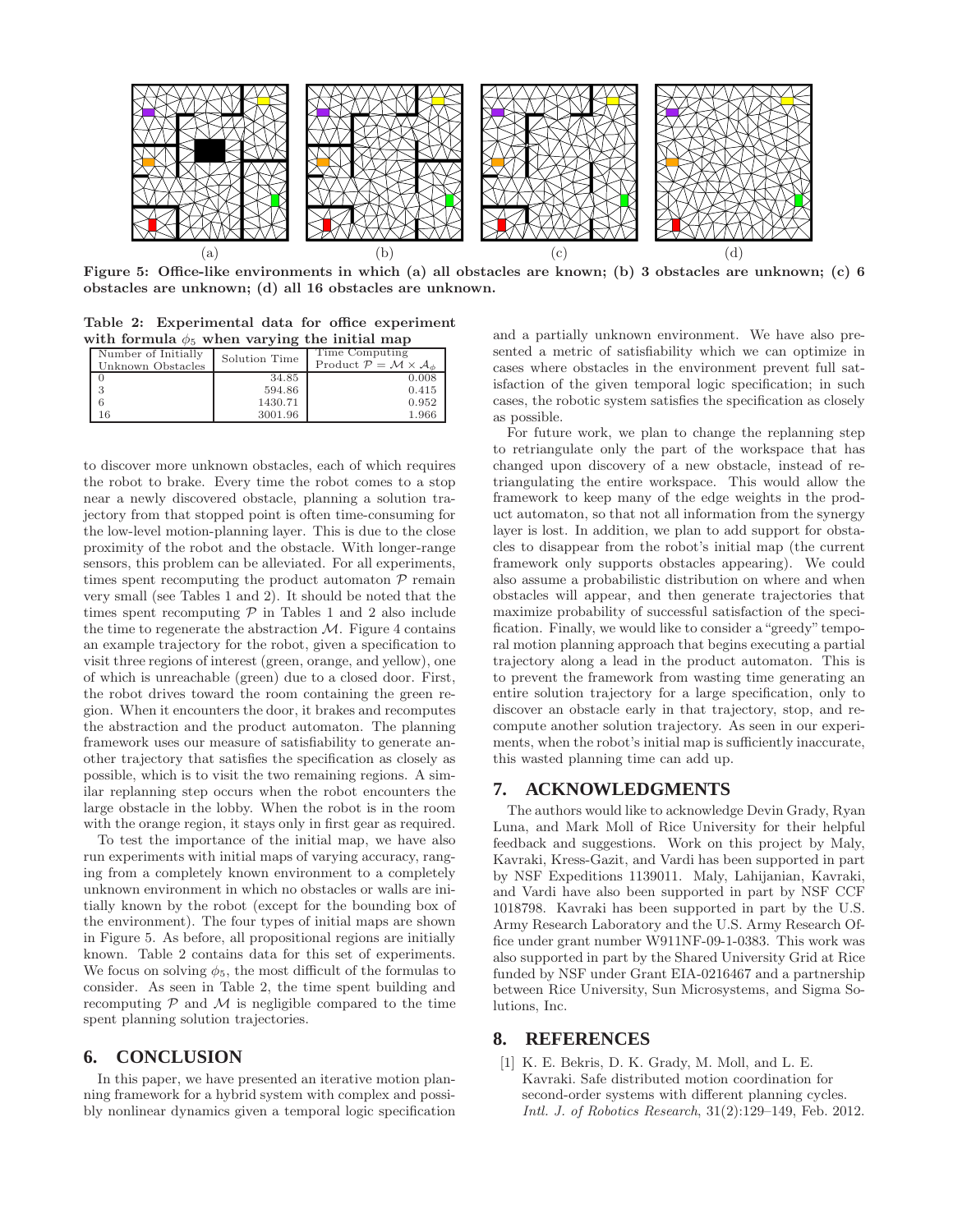(a) (b) (c) (d)

**Figure 5: Office-like environments in which (a) all obstacles are known; (b) 3 obstacles are unknown; (c) 6 obstacles are unknown; (d) all 16 obstacles are unknown.**

**Table 2: Experimental data for office experiment with formula $\phi_5$ when varying the initial map**

| Number of Initially Unknown Obstacles | Solution Time | Time Computing Product $\mathcal{P} = \mathcal{M} \times \mathcal{A}_\phi$ |
|---|---|---|
| 0 | 34.85 | 0.008 |
| 3 | 594.86 | 0.415 |
| 6 | 1430.71 | 0.952 |
| 16 | 3001.96 | 1.966 |

to discover more unknown obstacles, each of which requires the robot to brake. Every time the robot comes to a stop near a newly discovered obstacle, planning a solution trajectory from that stopped point is often time-consuming for the low-level motion-planning layer. This is due to the close proximity of the robot and the obstacle. With longer-range sensors, this problem can be alleviated. For all experiments, times spent recomputing the product automaton $\mathcal{P}$ remain very small (see Tables 1 and 2). It should be noted that the times spent recomputing $\mathcal{P}$ in Tables 1 and 2 also include the time to regenerate the abstraction $\mathcal{M}$. Figure 4 contains an example trajectory for the robot, given a specification to visit three regions of interest (green, orange, and yellow), one of which is unreachable (green) due to a closed door. First, the robot drives toward the room containing the green region. When it encounters the door, it brakes and recomputes the abstraction and the product automaton. The planning framework uses our measure of satisfiability to generate another trajectory that satisfies the specification as closely as possible, which is to visit the two remaining regions. A similar replanning step occurs when the robot encounters the large obstacle in the lobby. When the robot is in the room with the orange region, it stays only in first gear as required.

To test the importance of the initial map, we have also run experiments with initial maps of varying accuracy, ranging from a completely known environment to a completely unknown environment in which no obstacles or walls are initially known by the robot (except for the bounding box of the environment). The four types of initial maps are shown in Figure 5. As before, all propositional regions are initially known. Table 2 contains data for this set of experiments. We focus on solving $\phi_5$, the most difficult of the formulas to consider. As seen in Table 2, the time spent building and recomputing $\mathcal{P}$ and $\mathcal{M}$ is negligible compared to the time spent planning solution trajectories.

## 6. CONCLUSION

In this paper, we have presented an iterative motion planning framework for a hybrid system with complex and possibly nonlinear dynamics given a temporal logic specification and a partially unknown environment. We have also presented a metric of satisfiability which we can optimize in cases where obstacles in the environment prevent full satisfaction of the given temporal logic specification; in such cases, the robotic system satisfies the specification as closely as possible.

For future work, we plan to change the replanning step to retriangulate only the part of the workspace that has changed upon discovery of a new obstacle, instead of retriangulating the entire workspace. This would allow the framework to keep many of the edge weights in the product automaton, so that not all information from the synergy layer is lost. In addition, we plan to add support for obstacles to disappear from the robot's initial map (the current framework only supports obstacles appearing). We could also assume a probabilistic distribution on where and when obstacles will appear, and then generate trajectories that maximize probability of successful satisfaction of the specification. Finally, we would like to consider a "greedy" temporal motion planning approach that begins executing a partial trajectory along a lead in the product automaton. This is to prevent the framework from wasting time generating an entire solution trajectory for a large specification, only to discover an obstacle early in that trajectory, stop, and recompute another solution trajectory. As seen in our experiments, when the robot's initial map is sufficiently inaccurate, this wasted planning time can add up.

## 7. ACKNOWLEDGMENTS

The authors would like to acknowledge Devin Grady, Ryan Luna, and Mark Moll of Rice University for their helpful feedback and suggestions. Work on this project by Maly, Kavraki, Kress-Gazit, and Vardi has been supported in part by NSF Expeditions 1139011. Maly, Lahijanian, Kavraki, and Vardi have also been supported in part by NSF CCF 1018798. Kavraki has been supported in part by the U.S. Army Research Laboratory and the U.S. Army Research Office under grant number W911NF-09-1-0383. This work was also supported in part by the Shared University Grid at Rice funded by NSF under Grant EIA-0216467 and a partnership between Rice University, Sun Microsystems, and Sigma Solutions, Inc.

## 8. REFERENCES

[1] K. E. Bekris, D. K. Grady, M. Moll, and L. E. Kavraki. Safe distributed motion coordination for second-order systems with different planning cycles. *Intl. J. of Robotics Research*, 31(2):129–149, Feb. 2012.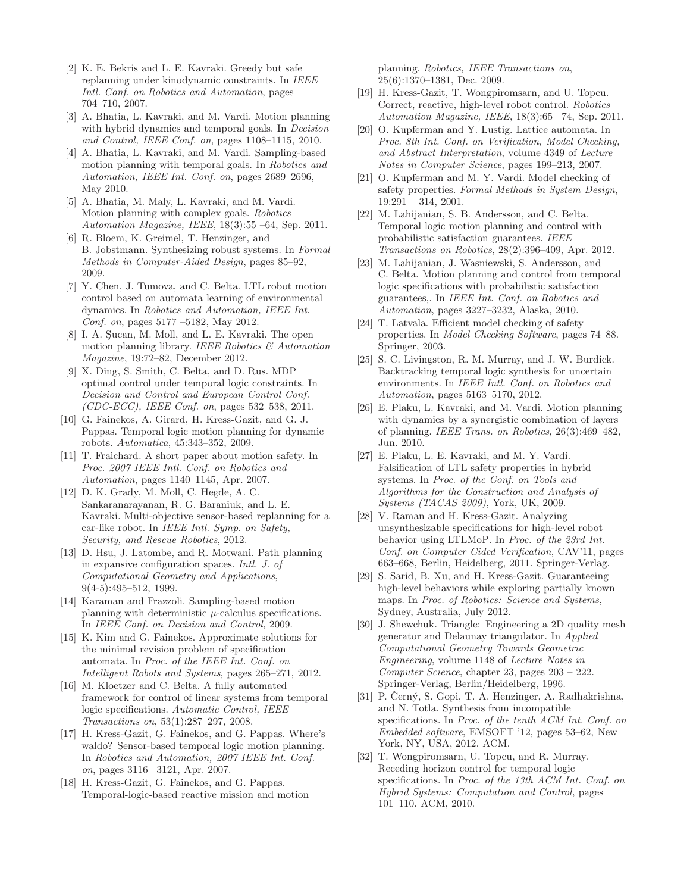[2] K. E. Bekris and L. E. Kavraki. Greedy but safe replanning under kinodynamic constraints. In *IEEE Intl. Conf. on Robotics and Automation*, pages 704–710, 2007.

[3] A. Bhatia, L. Kavraki, and M. Vardi. Motion planning with hybrid dynamics and temporal goals. In *Decision and Control, IEEE Conf. on*, pages 1108–1115, 2010.

[4] A. Bhatia, L. Kavraki, and M. Vardi. Sampling-based motion planning with temporal goals. In *Robotics and Automation, IEEE Int. Conf. on*, pages 2689–2696, May 2010.

[5] A. Bhatia, M. Maly, L. Kavraki, and M. Vardi. Motion planning with complex goals. *Robotics Automation Magazine, IEEE*, 18(3):55 –64, Sep. 2011.

[6] R. Bloem, K. Greimel, T. Henzinger, and B. Jobstmann. Synthesizing robust systems. In *Formal Methods in Computer-Aided Design*, pages 85–92, 2009.

[7] Y. Chen, J. Tumova, and C. Belta. LTL robot motion control based on automata learning of environmental dynamics. In *Robotics and Automation, IEEE Int. Conf. on*, pages 5177 –5182, May 2012.

[8] I. A. Şucan, M. Moll, and L. E. Kavraki. The open motion planning library. *IEEE Robotics & Automation Magazine*, 19:72–82, December 2012.

[9] X. Ding, S. Smith, C. Belta, and D. Rus. MDP optimal control under temporal logic constraints. In *Decision and Control and European Control Conf. (CDC-ECC), IEEE Conf. on*, pages 532–538, 2011.

[10] G. Fainekos, A. Girard, H. Kress-Gazit, and G. J. Pappas. Temporal logic motion planning for dynamic robots. *Automatica*, 45:343–352, 2009.

[11] T. Fraichard. A short paper about motion safety. In *Proc. 2007 IEEE Intl. Conf. on Robotics and Automation*, pages 1140–1145, Apr. 2007.

[12] D. K. Grady, M. Moll, C. Hegde, A. C. Sankaranarayanan, R. G. Baraniuk, and L. E. Kavraki. Multi-objective sensor-based replanning for a car-like robot. In *IEEE Intl. Symp. on Safety, Security, and Rescue Robotics*, 2012.

[13] D. Hsu, J. Latombe, and R. Motwani. Path planning in expansive configuration spaces. *Intl. J. of Computational Geometry and Applications*, 9(4-5):495–512, 1999.

[14] Karaman and Frazzoli. Sampling-based motion planning with deterministic $\mu$-calculus specifications. In *IEEE Conf. on Decision and Control*, 2009.

[15] K. Kim and G. Fainekos. Approximate solutions for the minimal revision problem of specification automata. In *Proc. of the IEEE Int. Conf. on Intelligent Robots and Systems*, pages 265–271, 2012.

[16] M. Kloetzer and C. Belta. A fully automated framework for control of linear systems from temporal logic specifications. *Automatic Control, IEEE Transactions on*, 53(1):287–297, 2008.

[17] H. Kress-Gazit, G. Fainekos, and G. Pappas. Where's waldo? Sensor-based temporal logic motion planning. In *Robotics and Automation, 2007 IEEE Int. Conf. on*, pages 3116 –3121, Apr. 2007.

[18] H. Kress-Gazit, G. Fainekos, and G. Pappas. Temporal-logic-based reactive mission and motion planning. *Robotics, IEEE Transactions on*, 25(6):1370–1381, Dec. 2009.

[19] H. Kress-Gazit, T. Wongpiromsarn, and U. Topcu. Correct, reactive, high-level robot control. *Robotics Automation Magazine, IEEE*, 18(3):65 –74, Sep. 2011.

[20] O. Kupferman and Y. Lustig. Lattice automata. In *Proc. 8th Int. Conf. on Verification, Model Checking, and Abstract Interpretation*, volume 4349 of *Lecture Notes in Computer Science*, pages 199–213, 2007.

[21] O. Kupferman and M. Y. Vardi. Model checking of safety properties. *Formal Methods in System Design*, 19:291 – 314, 2001.

[22] M. Lahijanian, S. B. Andersson, and C. Belta. Temporal logic motion planning and control with probabilistic satisfaction guarantees. *IEEE Transactions on Robotics*, 28(2):396–409, Apr. 2012.

[23] M. Lahijanian, J. Wasniewski, S. Andersson, and C. Belta. Motion planning and control from temporal logic specifications with probabilistic satisfaction guarantees,. In *IEEE Int. Conf. on Robotics and Automation*, pages 3227–3232, Alaska, 2010.

[24] T. Latvala. Efficient model checking of safety properties. In *Model Checking Software*, pages 74–88. Springer, 2003.

[25] S. C. Livingston, R. M. Murray, and J. W. Burdick. Backtracking temporal logic synthesis for uncertain environments. In *IEEE Intl. Conf. on Robotics and Automation*, pages 5163–5170, 2012.

[26] E. Plaku, L. Kavraki, and M. Vardi. Motion planning with dynamics by a synergistic combination of layers of planning. *IEEE Trans. on Robotics*, 26(3):469–482, Jun. 2010.

[27] E. Plaku, L. E. Kavraki, and M. Y. Vardi. Falsification of LTL safety properties in hybrid systems. In *Proc. of the Conf. on Tools and Algorithms for the Construction and Analysis of Systems (TACAS 2009)*, York, UK, 2009.

[28] V. Raman and H. Kress-Gazit. Analyzing unsynthesizable specifications for high-level robot behavior using LTLMoP. In *Proc. of the 23rd Int. Conf. on Computer Cided Verification*, CAV'11, pages 663–668, Berlin, Heidelberg, 2011. Springer-Verlag.

[29] S. Sarid, B. Xu, and H. Kress-Gazit. Guaranteeing high-level behaviors while exploring partially known maps. In *Proc. of Robotics: Science and Systems*, Sydney, Australia, July 2012.

[30] J. Shewchuk. Triangle: Engineering a 2D quality mesh generator and Delaunay triangulator. In *Applied Computational Geometry Towards Geometric Engineering*, volume 1148 of *Lecture Notes in Computer Science*, chapter 23, pages 203 – 222. Springer-Verlag, Berlin/Heidelberg, 1996.

[31] P. Černý, S. Gopi, T. A. Henzinger, A. Radhakrishna, and N. Totla. Synthesis from incompatible specifications. In *Proc. of the tenth ACM Int. Conf. on Embedded software*, EMSOFT '12, pages 53–62, New York, NY, USA, 2012. ACM.

[32] T. Wongpiromsarn, U. Topcu, and R. Murray. Receding horizon control for temporal logic specifications. In *Proc. of the 13th ACM Int. Conf. on Hybrid Systems: Computation and Control*, pages 101–110. ACM, 2010.